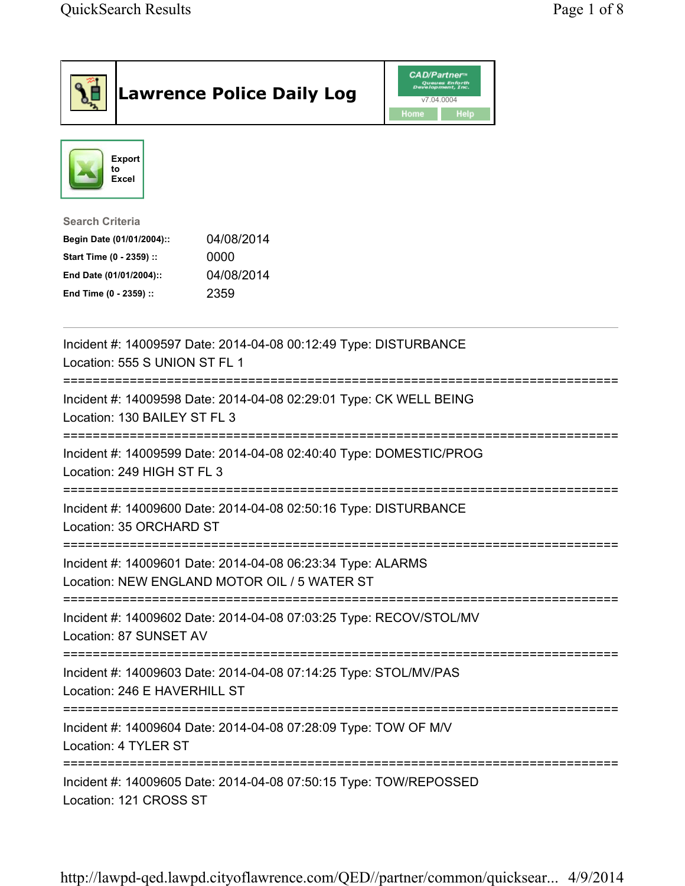# Lawrence Police Daily Log

CAD/Partner™
v7.04.0004
Home Help

Export to Excel

**Search Criteria**

| | |
|---|---|
| **Begin Date (01/01/2004)::** | 04/08/2014 |
| **Start Time (0 - 2359) ::** | 0000 |
| **End Date (01/01/2004)::** | 04/08/2014 |
| **End Time (0 - 2359) ::** | 2359 |

---

Incident #: 14009597 Date: 2014-04-08 00:12:49 Type: DISTURBANCE
Location: 555 S UNION ST FL 1

===========================================================================

Incident #: 14009598 Date: 2014-04-08 02:29:01 Type: CK WELL BEING
Location: 130 BAILEY ST FL 3

===========================================================================

Incident #: 14009599 Date: 2014-04-08 02:40:40 Type: DOMESTIC/PROG
Location: 249 HIGH ST FL 3

===========================================================================

Incident #: 14009600 Date: 2014-04-08 02:50:16 Type: DISTURBANCE
Location: 35 ORCHARD ST

===========================================================================

Incident #: 14009601 Date: 2014-04-08 06:23:34 Type: ALARMS
Location: NEW ENGLAND MOTOR OIL / 5 WATER ST

===========================================================================

Incident #: 14009602 Date: 2014-04-08 07:03:25 Type: RECOV/STOL/MV
Location: 87 SUNSET AV

===========================================================================

Incident #: 14009603 Date: 2014-04-08 07:14:25 Type: STOL/MV/PAS
Location: 246 E HAVERHILL ST

===========================================================================

Incident #: 14009604 Date: 2014-04-08 07:28:09 Type: TOW OF M/V
Location: 4 TYLER ST

===========================================================================

Incident #: 14009605 Date: 2014-04-08 07:50:15 Type: TOW/REPOSSED
Location: 121 CROSS ST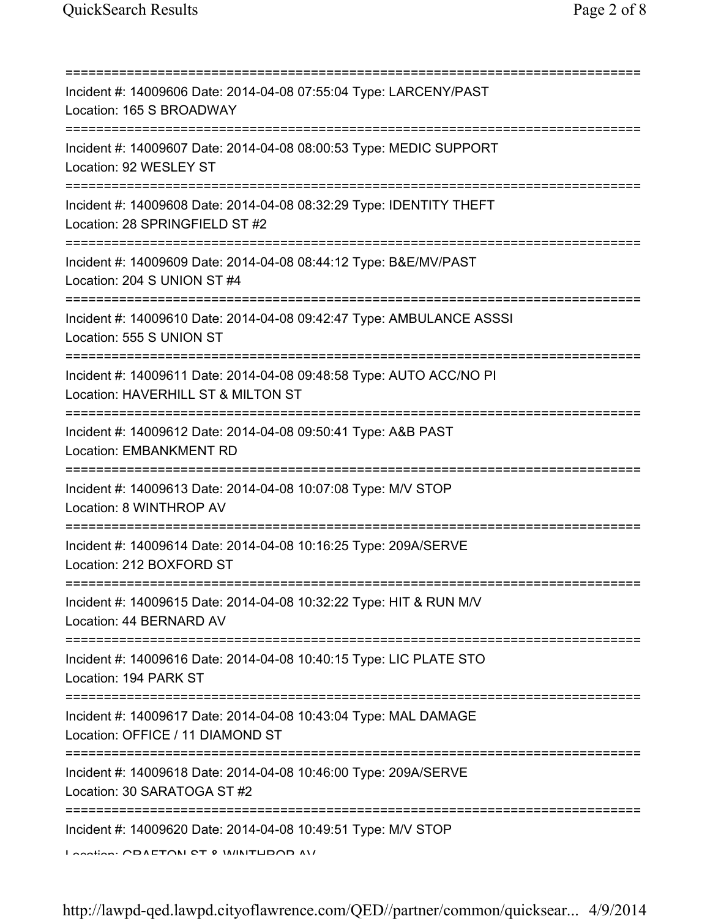---

Incident #: 14009606 Date: 2014-04-08 07:55:04 Type: LARCENY/PAST
Location: 165 S BROADWAY

---

Incident #: 14009607 Date: 2014-04-08 08:00:53 Type: MEDIC SUPPORT
Location: 92 WESLEY ST

---

Incident #: 14009608 Date: 2014-04-08 08:32:29 Type: IDENTITY THEFT
Location: 28 SPRINGFIELD ST #2

---

Incident #: 14009609 Date: 2014-04-08 08:44:12 Type: B&E/MV/PAST
Location: 204 S UNION ST #4

---

Incident #: 14009610 Date: 2014-04-08 09:42:47 Type: AMBULANCE ASSSI
Location: 555 S UNION ST

---

Incident #: 14009611 Date: 2014-04-08 09:48:58 Type: AUTO ACC/NO PI
Location: HAVERHILL ST & MILTON ST

---

Incident #: 14009612 Date: 2014-04-08 09:50:41 Type: A&B PAST
Location: EMBANKMENT RD

---

Incident #: 14009613 Date: 2014-04-08 10:07:08 Type: M/V STOP
Location: 8 WINTHROP AV

---

Incident #: 14009614 Date: 2014-04-08 10:16:25 Type: 209A/SERVE
Location: 212 BOXFORD ST

---

Incident #: 14009615 Date: 2014-04-08 10:32:22 Type: HIT & RUN M/V
Location: 44 BERNARD AV

---

Incident #: 14009616 Date: 2014-04-08 10:40:15 Type: LIC PLATE STO
Location: 194 PARK ST

---

Incident #: 14009617 Date: 2014-04-08 10:43:04 Type: MAL DAMAGE
Location: OFFICE / 11 DIAMOND ST

---

Incident #: 14009618 Date: 2014-04-08 10:46:00 Type: 209A/SERVE
Location: 30 SARATOGA ST #2

---

Incident #: 14009620 Date: 2014-04-08 10:49:51 Type: M/V STOP
Location: GRAFTON ST & WINTHROP AV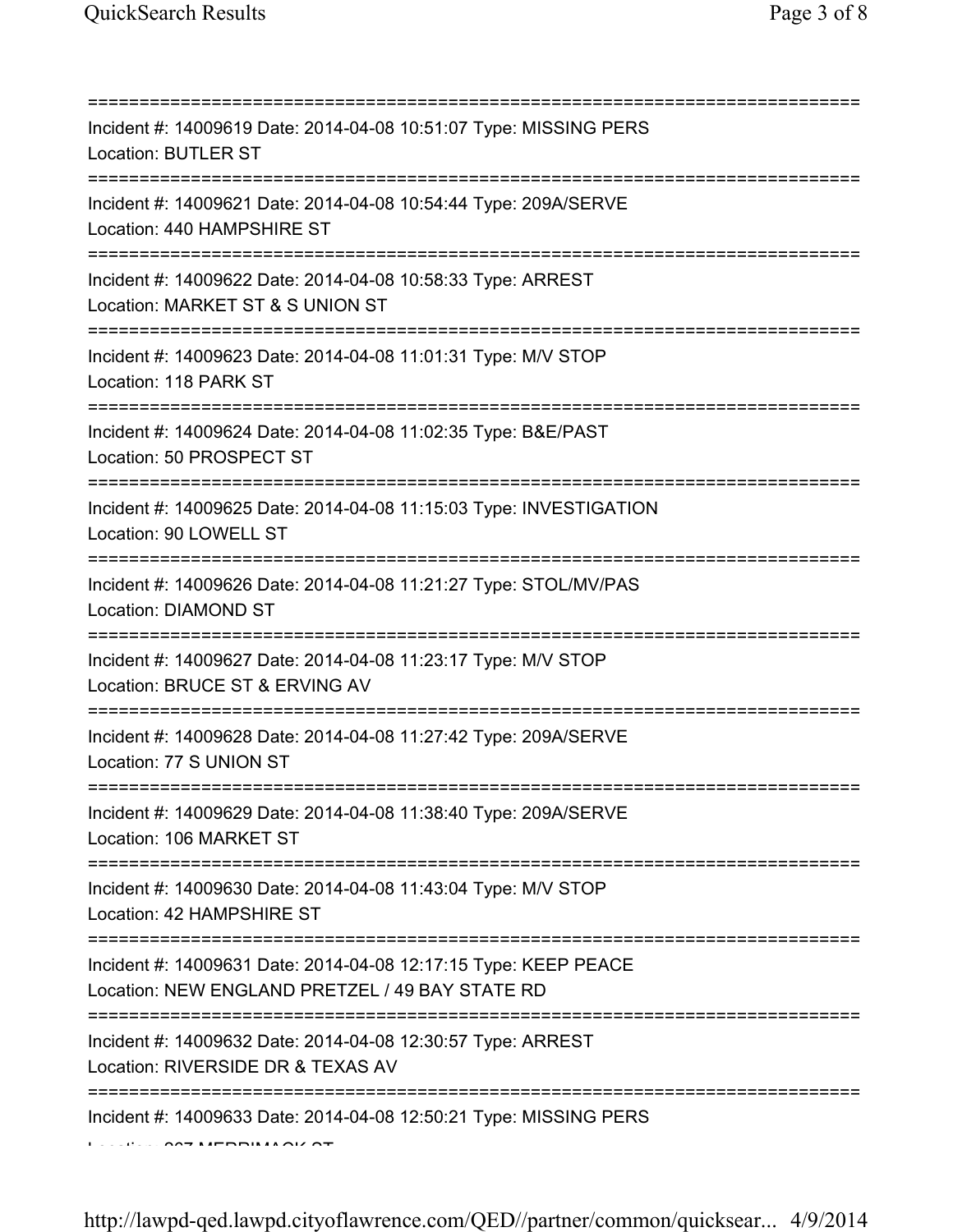===========================================================================

Incident #: 14009619 Date: 2014-04-08 10:51:07 Type: MISSING PERS
Location: BUTLER ST

===========================================================================

Incident #: 14009621 Date: 2014-04-08 10:54:44 Type: 209A/SERVE
Location: 440 HAMPSHIRE ST

===========================================================================

Incident #: 14009622 Date: 2014-04-08 10:58:33 Type: ARREST
Location: MARKET ST & S UNION ST

===========================================================================

Incident #: 14009623 Date: 2014-04-08 11:01:31 Type: M/V STOP
Location: 118 PARK ST

===========================================================================

Incident #: 14009624 Date: 2014-04-08 11:02:35 Type: B&E/PAST
Location: 50 PROSPECT ST

===========================================================================

Incident #: 14009625 Date: 2014-04-08 11:15:03 Type: INVESTIGATION
Location: 90 LOWELL ST

===========================================================================

Incident #: 14009626 Date: 2014-04-08 11:21:27 Type: STOL/MV/PAS
Location: DIAMOND ST

===========================================================================

Incident #: 14009627 Date: 2014-04-08 11:23:17 Type: M/V STOP
Location: BRUCE ST & ERVING AV

===========================================================================

Incident #: 14009628 Date: 2014-04-08 11:27:42 Type: 209A/SERVE
Location: 77 S UNION ST

===========================================================================

Incident #: 14009629 Date: 2014-04-08 11:38:40 Type: 209A/SERVE
Location: 106 MARKET ST

===========================================================================

Incident #: 14009630 Date: 2014-04-08 11:43:04 Type: M/V STOP
Location: 42 HAMPSHIRE ST

===========================================================================

Incident #: 14009631 Date: 2014-04-08 12:17:15 Type: KEEP PEACE
Location: NEW ENGLAND PRETZEL / 49 BAY STATE RD

===========================================================================

Incident #: 14009632 Date: 2014-04-08 12:30:57 Type: ARREST
Location: RIVERSIDE DR & TEXAS AV

===========================================================================

Incident #: 14009633 Date: 2014-04-08 12:50:21 Type: MISSING PERS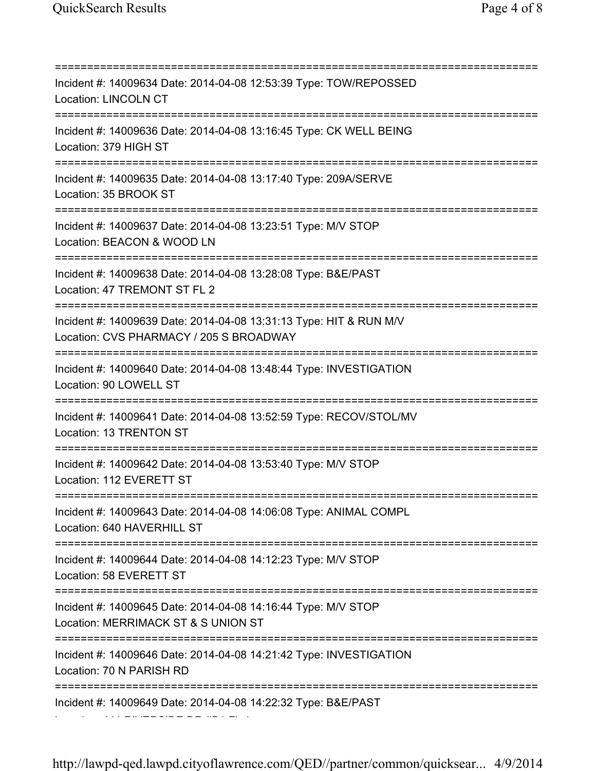===========================================================================

Incident #: 14009634 Date: 2014-04-08 12:53:39 Type: TOW/REPOSSED

Location: LINCOLN CT

===========================================================================

Incident #: 14009636 Date: 2014-04-08 13:16:45 Type: CK WELL BEING

Location: 379 HIGH ST

===========================================================================

Incident #: 14009635 Date: 2014-04-08 13:17:40 Type: 209A/SERVE

Location: 35 BROOK ST

===========================================================================

Incident #: 14009637 Date: 2014-04-08 13:23:51 Type: M/V STOP

Location: BEACON & WOOD LN

===========================================================================

Incident #: 14009638 Date: 2014-04-08 13:28:08 Type: B&E/PAST

Location: 47 TREMONT ST FL 2

===========================================================================

Incident #: 14009639 Date: 2014-04-08 13:31:13 Type: HIT & RUN M/V

Location: CVS PHARMACY / 205 S BROADWAY

===========================================================================

Incident #: 14009640 Date: 2014-04-08 13:48:44 Type: INVESTIGATION

Location: 90 LOWELL ST

===========================================================================

Incident #: 14009641 Date: 2014-04-08 13:52:59 Type: RECOV/STOL/MV

Location: 13 TRENTON ST

===========================================================================

Incident #: 14009642 Date: 2014-04-08 13:53:40 Type: M/V STOP

Location: 112 EVERETT ST

===========================================================================

Incident #: 14009643 Date: 2014-04-08 14:06:08 Type: ANIMAL COMPL

Location: 640 HAVERHILL ST

===========================================================================

Incident #: 14009644 Date: 2014-04-08 14:12:23 Type: M/V STOP

Location: 58 EVERETT ST

===========================================================================

Incident #: 14009645 Date: 2014-04-08 14:16:44 Type: M/V STOP

Location: MERRIMACK ST & S UNION ST

===========================================================================

Incident #: 14009646 Date: 2014-04-08 14:21:42 Type: INVESTIGATION

Location: 70 N PARISH RD

===========================================================================

Incident #: 14009649 Date: 2014-04-08 14:22:32 Type: B&E/PAST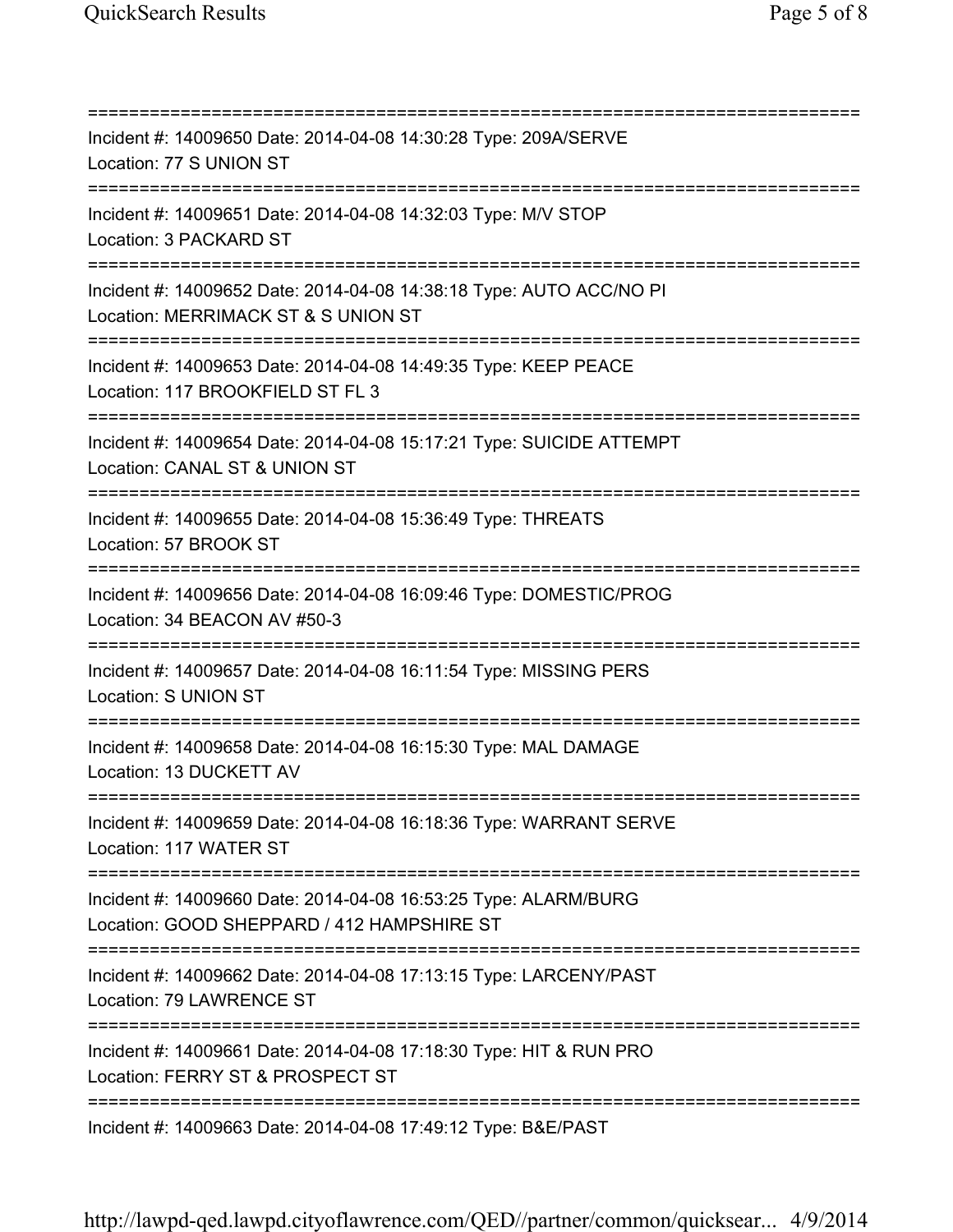============================================================================

Incident #: 14009650 Date: 2014-04-08 14:30:28 Type: 209A/SERVE
Location: 77 S UNION ST

============================================================================

Incident #: 14009651 Date: 2014-04-08 14:32:03 Type: M/V STOP
Location: 3 PACKARD ST

============================================================================

Incident #: 14009652 Date: 2014-04-08 14:38:18 Type: AUTO ACC/NO PI
Location: MERRIMACK ST & S UNION ST

============================================================================

Incident #: 14009653 Date: 2014-04-08 14:49:35 Type: KEEP PEACE
Location: 117 BROOKFIELD ST FL 3

============================================================================

Incident #: 14009654 Date: 2014-04-08 15:17:21 Type: SUICIDE ATTEMPT
Location: CANAL ST & UNION ST

============================================================================

Incident #: 14009655 Date: 2014-04-08 15:36:49 Type: THREATS
Location: 57 BROOK ST

============================================================================

Incident #: 14009656 Date: 2014-04-08 16:09:46 Type: DOMESTIC/PROG
Location: 34 BEACON AV #50-3

============================================================================

Incident #: 14009657 Date: 2014-04-08 16:11:54 Type: MISSING PERS
Location: S UNION ST

============================================================================

Incident #: 14009658 Date: 2014-04-08 16:15:30 Type: MAL DAMAGE
Location: 13 DUCKETT AV

============================================================================

Incident #: 14009659 Date: 2014-04-08 16:18:36 Type: WARRANT SERVE
Location: 117 WATER ST

============================================================================

Incident #: 14009660 Date: 2014-04-08 16:53:25 Type: ALARM/BURG
Location: GOOD SHEPPARD / 412 HAMPSHIRE ST

============================================================================

Incident #: 14009662 Date: 2014-04-08 17:13:15 Type: LARCENY/PAST
Location: 79 LAWRENCE ST

============================================================================

Incident #: 14009661 Date: 2014-04-08 17:18:30 Type: HIT & RUN PRO
Location: FERRY ST & PROSPECT ST

============================================================================

Incident #: 14009663 Date: 2014-04-08 17:49:12 Type: B&E/PAST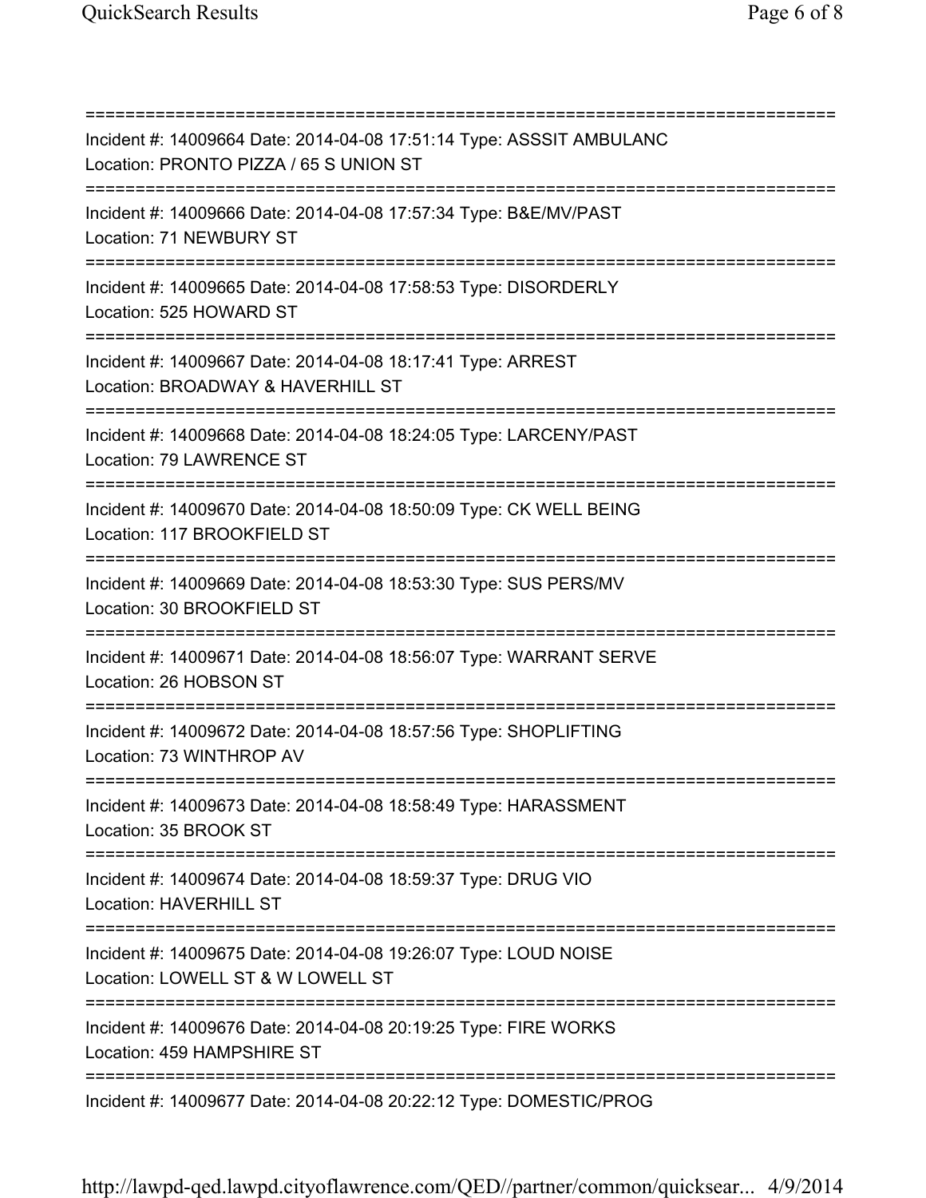===========================================================================

Incident #: 14009664 Date: 2014-04-08 17:51:14 Type: ASSSIT AMBULANC
Location: PRONTO PIZZA / 65 S UNION ST

===========================================================================

Incident #: 14009666 Date: 2014-04-08 17:57:34 Type: B&E/MV/PAST
Location: 71 NEWBURY ST

===========================================================================

Incident #: 14009665 Date: 2014-04-08 17:58:53 Type: DISORDERLY
Location: 525 HOWARD ST

===========================================================================

Incident #: 14009667 Date: 2014-04-08 18:17:41 Type: ARREST
Location: BROADWAY & HAVERHILL ST

===========================================================================

Incident #: 14009668 Date: 2014-04-08 18:24:05 Type: LARCENY/PAST
Location: 79 LAWRENCE ST

===========================================================================

Incident #: 14009670 Date: 2014-04-08 18:50:09 Type: CK WELL BEING
Location: 117 BROOKFIELD ST

===========================================================================

Incident #: 14009669 Date: 2014-04-08 18:53:30 Type: SUS PERS/MV
Location: 30 BROOKFIELD ST

===========================================================================

Incident #: 14009671 Date: 2014-04-08 18:56:07 Type: WARRANT SERVE
Location: 26 HOBSON ST

===========================================================================

Incident #: 14009672 Date: 2014-04-08 18:57:56 Type: SHOPLIFTING
Location: 73 WINTHROP AV

===========================================================================

Incident #: 14009673 Date: 2014-04-08 18:58:49 Type: HARASSMENT
Location: 35 BROOK ST

===========================================================================

Incident #: 14009674 Date: 2014-04-08 18:59:37 Type: DRUG VIO
Location: HAVERHILL ST

===========================================================================

Incident #: 14009675 Date: 2014-04-08 19:26:07 Type: LOUD NOISE
Location: LOWELL ST & W LOWELL ST

===========================================================================

Incident #: 14009676 Date: 2014-04-08 20:19:25 Type: FIRE WORKS
Location: 459 HAMPSHIRE ST

===========================================================================

Incident #: 14009677 Date: 2014-04-08 20:22:12 Type: DOMESTIC/PROG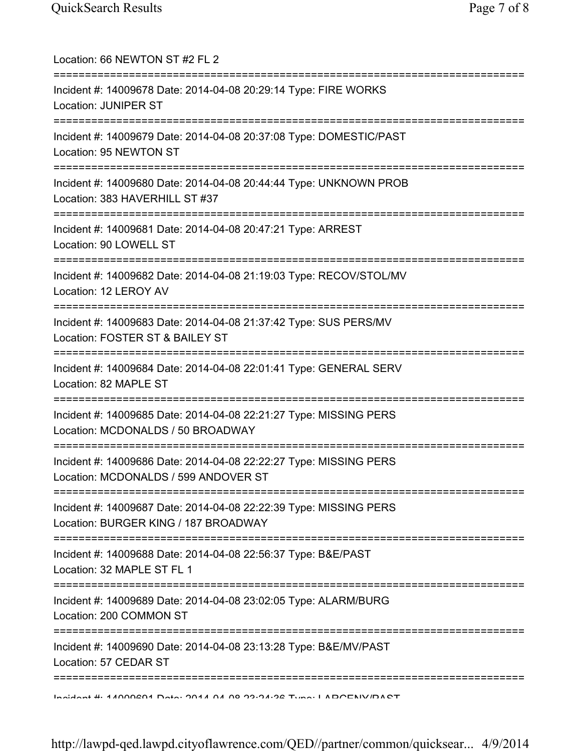Location: 66 NEWTON ST #2 FL 2

===========================================================================

Incident #: 14009678 Date: 2014-04-08 20:29:14 Type: FIRE WORKS
Location: JUNIPER ST

===========================================================================

Incident #: 14009679 Date: 2014-04-08 20:37:08 Type: DOMESTIC/PAST
Location: 95 NEWTON ST

===========================================================================

Incident #: 14009680 Date: 2014-04-08 20:44:44 Type: UNKNOWN PROB
Location: 383 HAVERHILL ST #37

===========================================================================

Incident #: 14009681 Date: 2014-04-08 20:47:21 Type: ARREST
Location: 90 LOWELL ST

===========================================================================

Incident #: 14009682 Date: 2014-04-08 21:19:03 Type: RECOV/STOL/MV
Location: 12 LEROY AV

===========================================================================

Incident #: 14009683 Date: 2014-04-08 21:37:42 Type: SUS PERS/MV
Location: FOSTER ST & BAILEY ST

===========================================================================

Incident #: 14009684 Date: 2014-04-08 22:01:41 Type: GENERAL SERV
Location: 82 MAPLE ST

===========================================================================

Incident #: 14009685 Date: 2014-04-08 22:21:27 Type: MISSING PERS
Location: MCDONALDS / 50 BROADWAY

===========================================================================

Incident #: 14009686 Date: 2014-04-08 22:22:27 Type: MISSING PERS
Location: MCDONALDS / 599 ANDOVER ST

===========================================================================

Incident #: 14009687 Date: 2014-04-08 22:22:39 Type: MISSING PERS
Location: BURGER KING / 187 BROADWAY

===========================================================================

Incident #: 14009688 Date: 2014-04-08 22:56:37 Type: B&E/PAST
Location: 32 MAPLE ST FL 1

===========================================================================

Incident #: 14009689 Date: 2014-04-08 23:02:05 Type: ALARM/BURG
Location: 200 COMMON ST

===========================================================================

Incident #: 14009690 Date: 2014-04-08 23:13:28 Type: B&E/MV/PAST
Location: 57 CEDAR ST

===========================================================================

Incident #: 14009691 Date: 2014-04-08 23:24:36 Type: LARCENY/PAST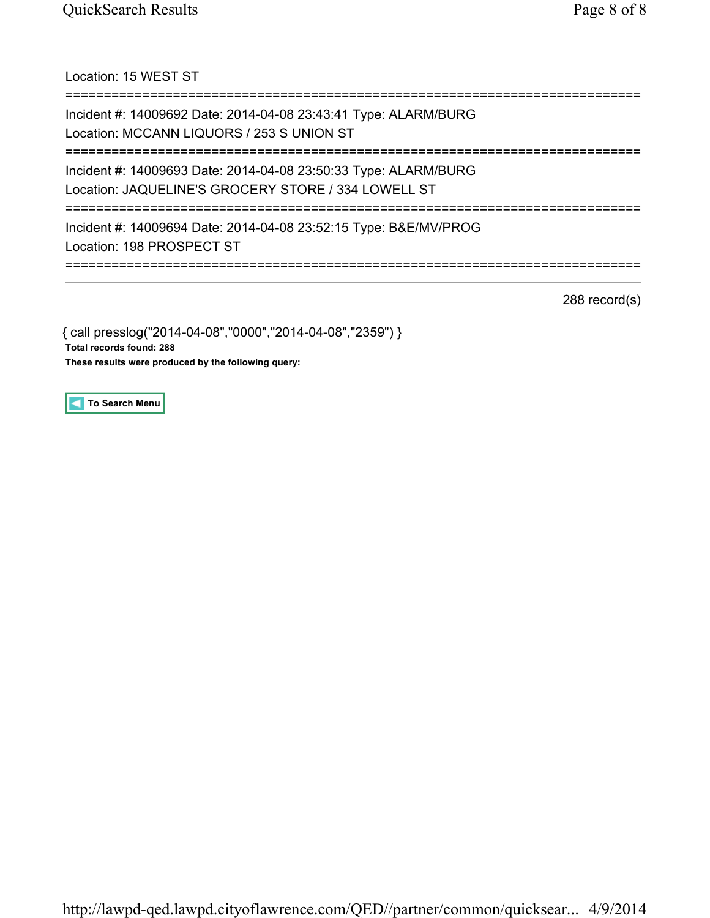Location: 15 WEST ST

===========================================================================

Incident #: 14009692 Date: 2014-04-08 23:43:41 Type: ALARM/BURG

Location: MCCANN LIQUORS / 253 S UNION ST

===========================================================================

Incident #: 14009693 Date: 2014-04-08 23:50:33 Type: ALARM/BURG

Location: JAQUELINE'S GROCERY STORE / 334 LOWELL ST

===========================================================================

Incident #: 14009694 Date: 2014-04-08 23:52:15 Type: B&E/MV/PROG

Location: 198 PROSPECT ST

===========================================================================

288 record(s)

{ call presslog("2014-04-08","0000","2014-04-08","2359") }

**Total records found: 288**

**These results were produced by the following query:**

**To Search Menu**